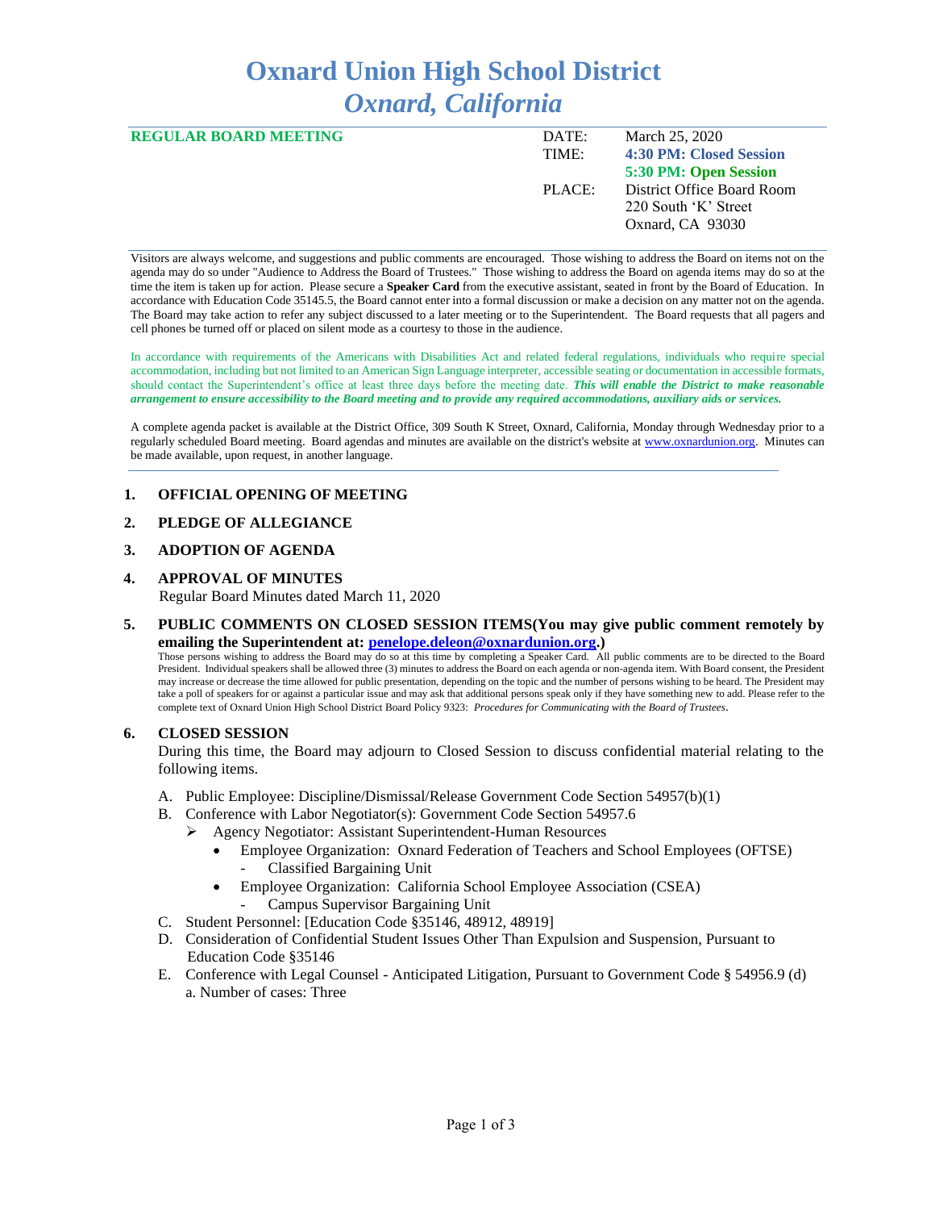# Oxnard Union High School District
## *Oxnard, California*

| | | |
|---|---|---|
| **REGULAR BOARD MEETING** | DATE: | March 25, 2020 |
| | TIME: | **4:30 PM: Closed Session** |
| | | **5:30 PM: Open Session** |
| | PLACE: | District Office Board Room<br>220 South 'K' Street<br>Oxnard, CA 93030 |

Visitors are always welcome, and suggestions and public comments are encouraged. Those wishing to address the Board on items not on the agenda may do so under "Audience to Address the Board of Trustees." Those wishing to address the Board on agenda items may do so at the time the item is taken up for action. Please secure a **Speaker Card** from the executive assistant, seated in front by the Board of Education. In accordance with Education Code 35145.5, the Board cannot enter into a formal discussion or make a decision on any matter not on the agenda. The Board may take action to refer any subject discussed to a later meeting or to the Superintendent. The Board requests that all pagers and cell phones be turned off or placed on silent mode as a courtesy to those in the audience.

In accordance with requirements of the Americans with Disabilities Act and related federal regulations, individuals who require special accommodation, including but not limited to an American Sign Language interpreter, accessible seating or documentation in accessible formats, should contact the Superintendent's office at least three days before the meeting date. ***This will enable the District to make reasonable arrangement to ensure accessibility to the Board meeting and to provide any required accommodations, auxiliary aids or services.***

A complete agenda packet is available at the District Office, 309 South K Street, Oxnard, California, Monday through Wednesday prior to a regularly scheduled Board meeting. Board agendas and minutes are available on the district's website at www.oxnardunion.org. Minutes can be made available, upon request, in another language.

1. **OFFICIAL OPENING OF MEETING**

2. **PLEDGE OF ALLEGIANCE**

3. **ADOPTION OF AGENDA**

4. **APPROVAL OF MINUTES**
   Regular Board Minutes dated March 11, 2020

5. **PUBLIC COMMENTS ON CLOSED SESSION ITEMS(You may give public comment remotely by emailing the Superintendent at: penelope.deleon@oxnardunion.org.)**
   Those persons wishing to address the Board may do so at this time by completing a Speaker Card. All public comments are to be directed to the Board President. Individual speakers shall be allowed three (3) minutes to address the Board on each agenda or non-agenda item. With Board consent, the President may increase or decrease the time allowed for public presentation, depending on the topic and the number of persons wishing to be heard. The President may take a poll of speakers for or against a particular issue and may ask that additional persons speak only if they have something new to add. Please refer to the complete text of Oxnard Union High School District Board Policy 9323: *Procedures for Communicating with the Board of Trustees*.

6. **CLOSED SESSION**
   During this time, the Board may adjourn to Closed Session to discuss confidential material relating to the following items.

   A. Public Employee: Discipline/Dismissal/Release Government Code Section 54957(b)(1)
   B. Conference with Labor Negotiator(s): Government Code Section 54957.6
      - Agency Negotiator: Assistant Superintendent-Human Resources
        - Employee Organization: Oxnard Federation of Teachers and School Employees (OFTSE)
          - Classified Bargaining Unit
        - Employee Organization: California School Employee Association (CSEA)
          - Campus Supervisor Bargaining Unit
   C. Student Personnel: [Education Code §35146, 48912, 48919]
   D. Consideration of Confidential Student Issues Other Than Expulsion and Suspension, Pursuant to Education Code §35146
   E. Conference with Legal Counsel - Anticipated Litigation, Pursuant to Government Code § 54956.9 (d)
      a. Number of cases: Three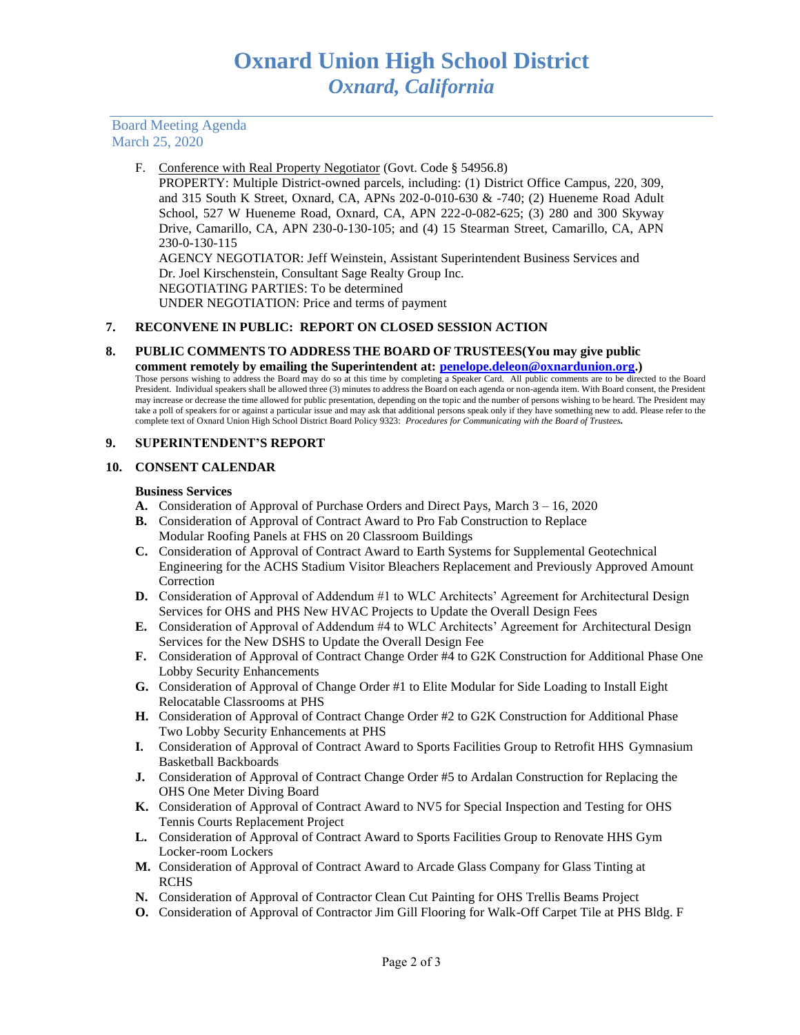# Oxnard Union High School District
## *Oxnard, California*

Board Meeting Agenda
March 25, 2020

F. Conference with Real Property Negotiator (Govt. Code § 54956.8)
PROPERTY: Multiple District-owned parcels, including: (1) District Office Campus, 220, 309, and 315 South K Street, Oxnard, CA, APNs 202-0-010-630 & -740; (2) Hueneme Road Adult School, 527 W Hueneme Road, Oxnard, CA, APN 222-0-082-625; (3) 280 and 300 Skyway Drive, Camarillo, CA, APN 230-0-130-105; and (4) 15 Stearman Street, Camarillo, CA, APN 230-0-130-115
AGENCY NEGOTIATOR: Jeff Weinstein, Assistant Superintendent Business Services and Dr. Joel Kirschenstein, Consultant Sage Realty Group Inc.
NEGOTIATING PARTIES: To be determined
UNDER NEGOTIATION: Price and terms of payment

**7. RECONVENE IN PUBLIC: REPORT ON CLOSED SESSION ACTION**

**8. PUBLIC COMMENTS TO ADDRESS THE BOARD OF TRUSTEES(You may give public comment remotely by emailing the Superintendent at: penelope.deleon@oxnardunion.org.)**

Those persons wishing to address the Board may do so at this time by completing a Speaker Card. All public comments are to be directed to the Board President. Individual speakers shall be allowed three (3) minutes to address the Board on each agenda or non-agenda item. With Board consent, the President may increase or decrease the time allowed for public presentation, depending on the topic and the number of persons wishing to be heard. The President may take a poll of speakers for or against a particular issue and may ask that additional persons speak only if they have something new to add. Please refer to the complete text of Oxnard Union High School District Board Policy 9323: *Procedures for Communicating with the Board of Trustees.*

**9. SUPERINTENDENT'S REPORT**

**10. CONSENT CALENDAR**

**Business Services**

**A.** Consideration of Approval of Purchase Orders and Direct Pays, March 3 – 16, 2020
**B.** Consideration of Approval of Contract Award to Pro Fab Construction to Replace Modular Roofing Panels at FHS on 20 Classroom Buildings
**C.** Consideration of Approval of Contract Award to Earth Systems for Supplemental Geotechnical Engineering for the ACHS Stadium Visitor Bleachers Replacement and Previously Approved Amount Correction
**D.** Consideration of Approval of Addendum #1 to WLC Architects' Agreement for Architectural Design Services for OHS and PHS New HVAC Projects to Update the Overall Design Fees
**E.** Consideration of Approval of Addendum #4 to WLC Architects' Agreement for Architectural Design Services for the New DSHS to Update the Overall Design Fee
**F.** Consideration of Approval of Contract Change Order #4 to G2K Construction for Additional Phase One Lobby Security Enhancements
**G.** Consideration of Approval of Change Order #1 to Elite Modular for Side Loading to Install Eight Relocatable Classrooms at PHS
**H.** Consideration of Approval of Contract Change Order #2 to G2K Construction for Additional Phase Two Lobby Security Enhancements at PHS
**I.** Consideration of Approval of Contract Award to Sports Facilities Group to Retrofit HHS Gymnasium Basketball Backboards
**J.** Consideration of Approval of Contract Change Order #5 to Ardalan Construction for Replacing the OHS One Meter Diving Board
**K.** Consideration of Approval of Contract Award to NV5 for Special Inspection and Testing for OHS Tennis Courts Replacement Project
**L.** Consideration of Approval of Contract Award to Sports Facilities Group to Renovate HHS Gym Locker-room Lockers
**M.** Consideration of Approval of Contract Award to Arcade Glass Company for Glass Tinting at RCHS
**N.** Consideration of Approval of Contractor Clean Cut Painting for OHS Trellis Beams Project
**O.** Consideration of Approval of Contractor Jim Gill Flooring for Walk-Off Carpet Tile at PHS Bldg. F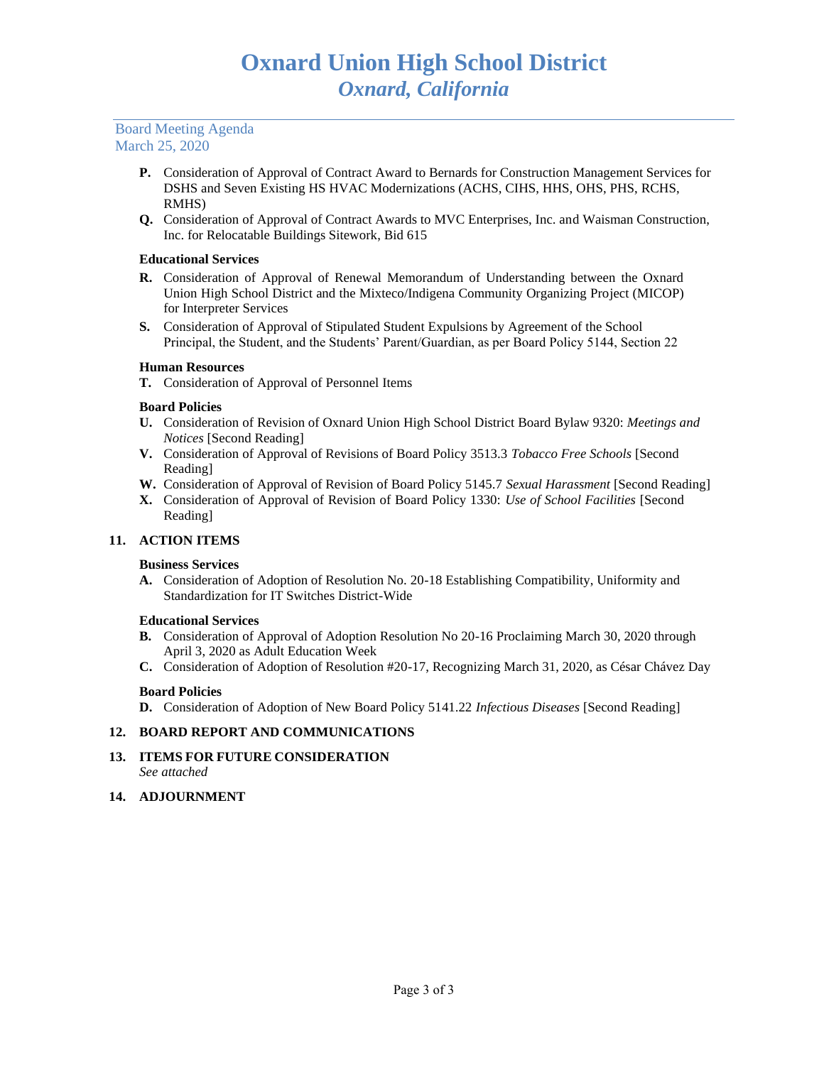# Oxnard Union High School District
## *Oxnard, California*

Board Meeting Agenda
March 25, 2020

- **P.** Consideration of Approval of Contract Award to Bernards for Construction Management Services for DSHS and Seven Existing HS HVAC Modernizations (ACHS, CIHS, HHS, OHS, PHS, RCHS, RMHS)
- **Q.** Consideration of Approval of Contract Awards to MVC Enterprises, Inc. and Waisman Construction, Inc. for Relocatable Buildings Sitework, Bid 615

**Educational Services**

- **R.** Consideration of Approval of Renewal Memorandum of Understanding between the Oxnard Union High School District and the Mixteco/Indigena Community Organizing Project (MICOP) for Interpreter Services
- **S.** Consideration of Approval of Stipulated Student Expulsions by Agreement of the School Principal, the Student, and the Students' Parent/Guardian, as per Board Policy 5144, Section 22

**Human Resources**

- **T.** Consideration of Approval of Personnel Items

**Board Policies**

- **U.** Consideration of Revision of Oxnard Union High School District Board Bylaw 9320: *Meetings and Notices* [Second Reading]
- **V.** Consideration of Approval of Revisions of Board Policy 3513.3 *Tobacco Free Schools* [Second Reading]
- **W.** Consideration of Approval of Revision of Board Policy 5145.7 *Sexual Harassment* [Second Reading]
- **X.** Consideration of Approval of Revision of Board Policy 1330: *Use of School Facilities* [Second Reading]

**11. ACTION ITEMS**

**Business Services**

- **A.** Consideration of Adoption of Resolution No. 20-18 Establishing Compatibility, Uniformity and Standardization for IT Switches District-Wide

**Educational Services**

- **B.** Consideration of Approval of Adoption Resolution No 20-16 Proclaiming March 30, 2020 through April 3, 2020 as Adult Education Week
- **C.** Consideration of Adoption of Resolution #20-17, Recognizing March 31, 2020, as César Chávez Day

**Board Policies**

- **D.** Consideration of Adoption of New Board Policy 5141.22 *Infectious Diseases* [Second Reading]

**12. BOARD REPORT AND COMMUNICATIONS**

**13. ITEMS FOR FUTURE CONSIDERATION**
*See attached*

**14. ADJOURNMENT**